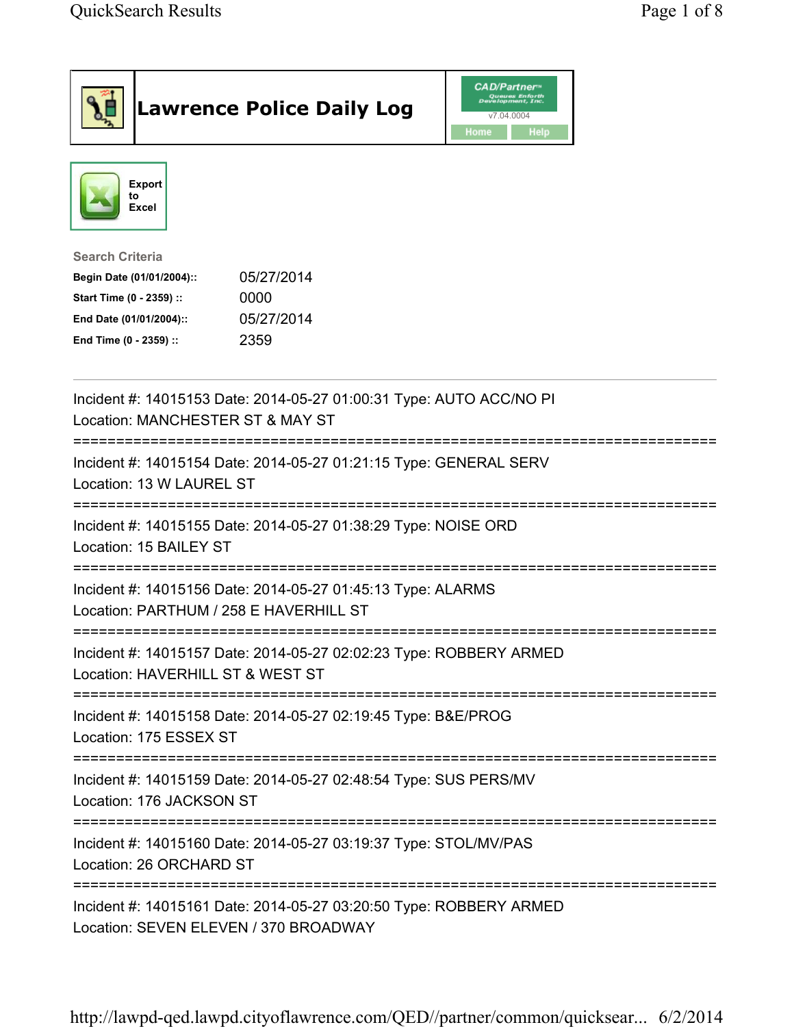# Lawrence Police Daily Log

CAD/Partner™ v7.04.0004

Home | Help

Export to Excel

**Search Criteria**

| | |
|---|---|
| **Begin Date (01/01/2004)::** | 05/27/2014 |
| **Start Time (0 - 2359) ::** | 0000 |
| **End Date (01/01/2004)::** | 05/27/2014 |
| **End Time (0 - 2359) ::** | 2359 |

---

Incident #: 14015153 Date: 2014-05-27 01:00:31 Type: AUTO ACC/NO PI
Location: MANCHESTER ST & MAY ST

===========================================================================

Incident #: 14015154 Date: 2014-05-27 01:21:15 Type: GENERAL SERV
Location: 13 W LAUREL ST

===========================================================================

Incident #: 14015155 Date: 2014-05-27 01:38:29 Type: NOISE ORD
Location: 15 BAILEY ST

===========================================================================

Incident #: 14015156 Date: 2014-05-27 01:45:13 Type: ALARMS
Location: PARTHUM / 258 E HAVERHILL ST

===========================================================================

Incident #: 14015157 Date: 2014-05-27 02:02:23 Type: ROBBERY ARMED
Location: HAVERHILL ST & WEST ST

===========================================================================

Incident #: 14015158 Date: 2014-05-27 02:19:45 Type: B&E/PROG
Location: 175 ESSEX ST

===========================================================================

Incident #: 14015159 Date: 2014-05-27 02:48:54 Type: SUS PERS/MV
Location: 176 JACKSON ST

===========================================================================

Incident #: 14015160 Date: 2014-05-27 03:19:37 Type: STOL/MV/PAS
Location: 26 ORCHARD ST

===========================================================================

Incident #: 14015161 Date: 2014-05-27 03:20:50 Type: ROBBERY ARMED
Location: SEVEN ELEVEN / 370 BROADWAY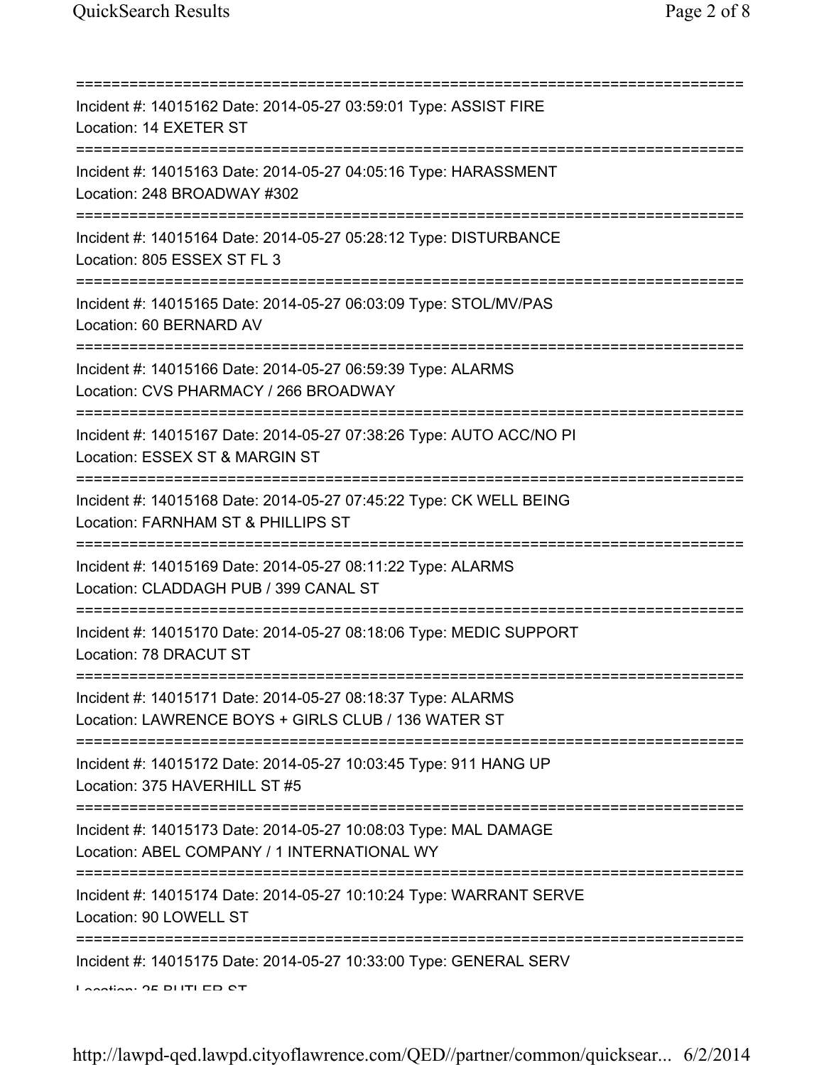Incident #: 14015162 Date: 2014-05-27 03:59:01 Type: ASSIST FIRE
Location: 14 EXETER ST

Incident #: 14015163 Date: 2014-05-27 04:05:16 Type: HARASSMENT
Location: 248 BROADWAY #302

Incident #: 14015164 Date: 2014-05-27 05:28:12 Type: DISTURBANCE
Location: 805 ESSEX ST FL 3

Incident #: 14015165 Date: 2014-05-27 06:03:09 Type: STOL/MV/PAS
Location: 60 BERNARD AV

Incident #: 14015166 Date: 2014-05-27 06:59:39 Type: ALARMS
Location: CVS PHARMACY / 266 BROADWAY

Incident #: 14015167 Date: 2014-05-27 07:38:26 Type: AUTO ACC/NO PI
Location: ESSEX ST & MARGIN ST

Incident #: 14015168 Date: 2014-05-27 07:45:22 Type: CK WELL BEING
Location: FARNHAM ST & PHILLIPS ST

Incident #: 14015169 Date: 2014-05-27 08:11:22 Type: ALARMS
Location: CLADDAGH PUB / 399 CANAL ST

Incident #: 14015170 Date: 2014-05-27 08:18:06 Type: MEDIC SUPPORT
Location: 78 DRACUT ST

Incident #: 14015171 Date: 2014-05-27 08:18:37 Type: ALARMS
Location: LAWRENCE BOYS + GIRLS CLUB / 136 WATER ST

Incident #: 14015172 Date: 2014-05-27 10:03:45 Type: 911 HANG UP
Location: 375 HAVERHILL ST #5

Incident #: 14015173 Date: 2014-05-27 10:08:03 Type: MAL DAMAGE
Location: ABEL COMPANY / 1 INTERNATIONAL WY

Incident #: 14015174 Date: 2014-05-27 10:10:24 Type: WARRANT SERVE
Location: 90 LOWELL ST

Incident #: 14015175 Date: 2014-05-27 10:33:00 Type: GENERAL SERV
Location: 25 BUTLER ST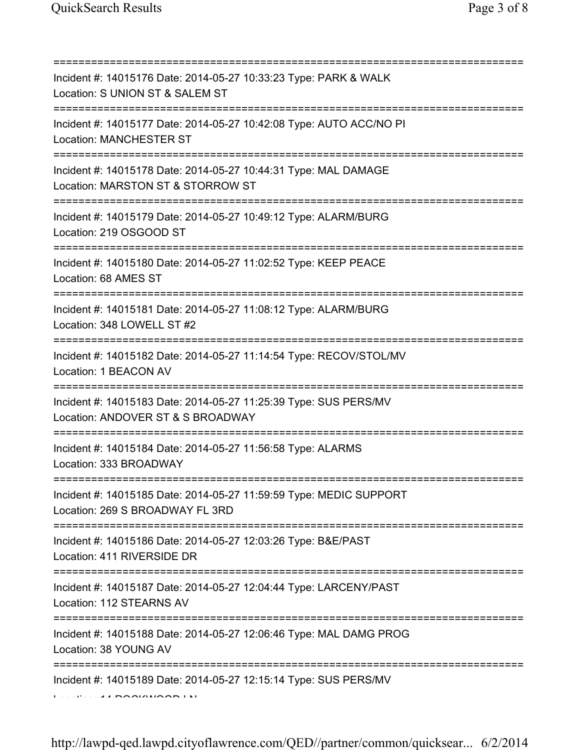Incident #: 14015176 Date: 2014-05-27 10:33:23 Type: PARK & WALK
Location: S UNION ST & SALEM ST

Incident #: 14015177 Date: 2014-05-27 10:42:08 Type: AUTO ACC/NO PI
Location: MANCHESTER ST

Incident #: 14015178 Date: 2014-05-27 10:44:31 Type: MAL DAMAGE
Location: MARSTON ST & STORROW ST

Incident #: 14015179 Date: 2014-05-27 10:49:12 Type: ALARM/BURG
Location: 219 OSGOOD ST

Incident #: 14015180 Date: 2014-05-27 11:02:52 Type: KEEP PEACE
Location: 68 AMES ST

Incident #: 14015181 Date: 2014-05-27 11:08:12 Type: ALARM/BURG
Location: 348 LOWELL ST #2

Incident #: 14015182 Date: 2014-05-27 11:14:54 Type: RECOV/STOL/MV
Location: 1 BEACON AV

Incident #: 14015183 Date: 2014-05-27 11:25:39 Type: SUS PERS/MV
Location: ANDOVER ST & S BROADWAY

Incident #: 14015184 Date: 2014-05-27 11:56:58 Type: ALARMS
Location: 333 BROADWAY

Incident #: 14015185 Date: 2014-05-27 11:59:59 Type: MEDIC SUPPORT
Location: 269 S BROADWAY FL 3RD

Incident #: 14015186 Date: 2014-05-27 12:03:26 Type: B&E/PAST
Location: 411 RIVERSIDE DR

Incident #: 14015187 Date: 2014-05-27 12:04:44 Type: LARCENY/PAST
Location: 112 STEARNS AV

Incident #: 14015188 Date: 2014-05-27 12:06:46 Type: MAL DAMG PROG
Location: 38 YOUNG AV

Incident #: 14015189 Date: 2014-05-27 12:15:14 Type: SUS PERS/MV
Location: 14 ROCKWOOD LN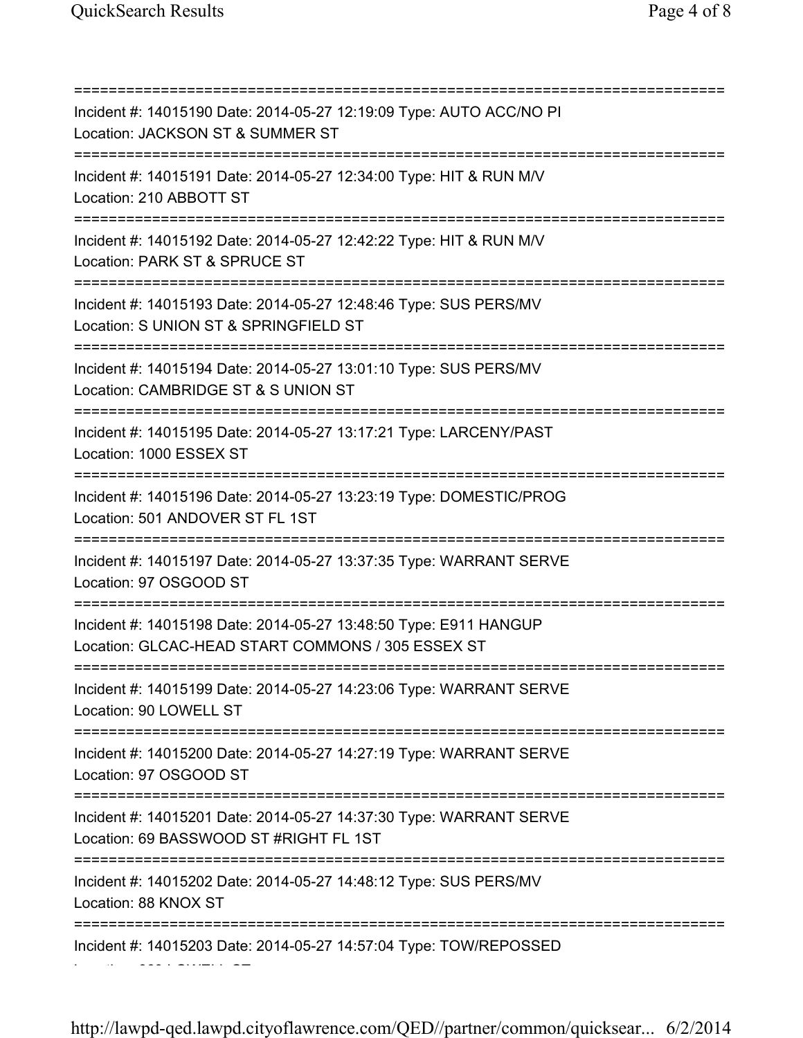===========================================================================

Incident #: 14015190 Date: 2014-05-27 12:19:09 Type: AUTO ACC/NO PI
Location: JACKSON ST & SUMMER ST

===========================================================================

Incident #: 14015191 Date: 2014-05-27 12:34:00 Type: HIT & RUN M/V
Location: 210 ABBOTT ST

===========================================================================

Incident #: 14015192 Date: 2014-05-27 12:42:22 Type: HIT & RUN M/V
Location: PARK ST & SPRUCE ST

===========================================================================

Incident #: 14015193 Date: 2014-05-27 12:48:46 Type: SUS PERS/MV
Location: S UNION ST & SPRINGFIELD ST

===========================================================================

Incident #: 14015194 Date: 2014-05-27 13:01:10 Type: SUS PERS/MV
Location: CAMBRIDGE ST & S UNION ST

===========================================================================

Incident #: 14015195 Date: 2014-05-27 13:17:21 Type: LARCENY/PAST
Location: 1000 ESSEX ST

===========================================================================

Incident #: 14015196 Date: 2014-05-27 13:23:19 Type: DOMESTIC/PROG
Location: 501 ANDOVER ST FL 1ST

===========================================================================

Incident #: 14015197 Date: 2014-05-27 13:37:35 Type: WARRANT SERVE
Location: 97 OSGOOD ST

===========================================================================

Incident #: 14015198 Date: 2014-05-27 13:48:50 Type: E911 HANGUP
Location: GLCAC-HEAD START COMMONS / 305 ESSEX ST

===========================================================================

Incident #: 14015199 Date: 2014-05-27 14:23:06 Type: WARRANT SERVE
Location: 90 LOWELL ST

===========================================================================

Incident #: 14015200 Date: 2014-05-27 14:27:19 Type: WARRANT SERVE
Location: 97 OSGOOD ST

===========================================================================

Incident #: 14015201 Date: 2014-05-27 14:37:30 Type: WARRANT SERVE
Location: 69 BASSWOOD ST #RIGHT FL 1ST

===========================================================================

Incident #: 14015202 Date: 2014-05-27 14:48:12 Type: SUS PERS/MV
Location: 88 KNOX ST

===========================================================================

Incident #: 14015203 Date: 2014-05-27 14:57:04 Type: TOW/REPOSSED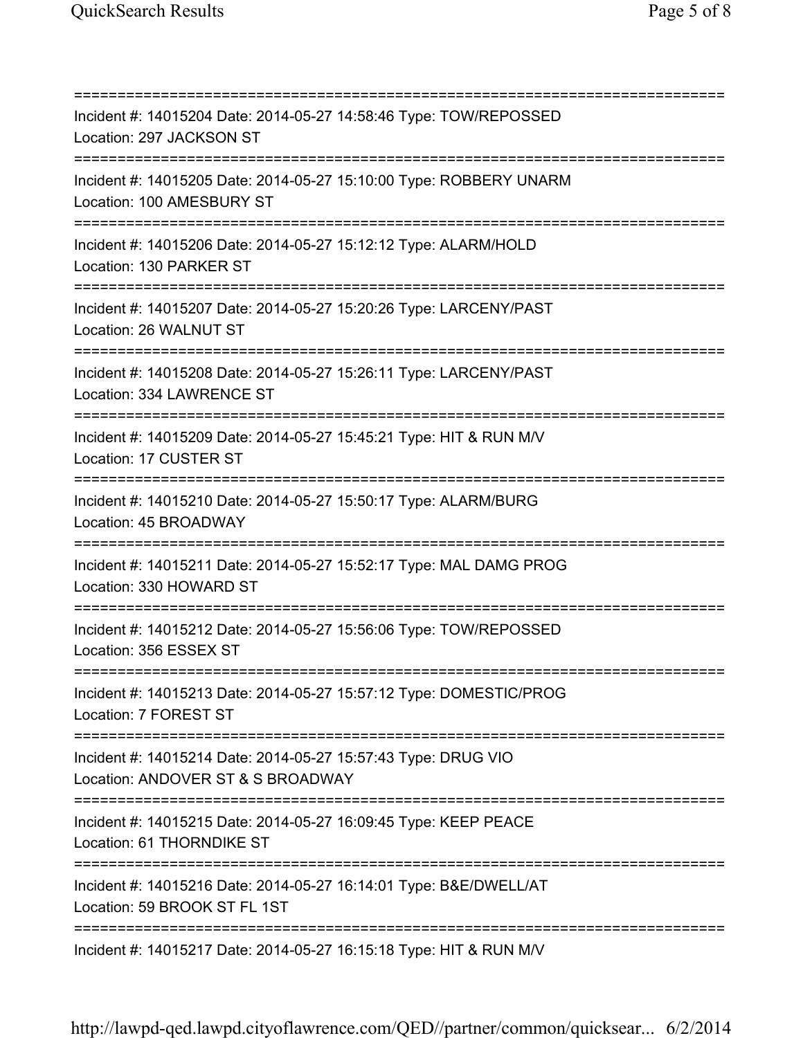===========================================================================
Incident #: 14015204 Date: 2014-05-27 14:58:46 Type: TOW/REPOSSED
Location: 297 JACKSON ST
===========================================================================
Incident #: 14015205 Date: 2014-05-27 15:10:00 Type: ROBBERY UNARM
Location: 100 AMESBURY ST
===========================================================================
Incident #: 14015206 Date: 2014-05-27 15:12:12 Type: ALARM/HOLD
Location: 130 PARKER ST
===========================================================================
Incident #: 14015207 Date: 2014-05-27 15:20:26 Type: LARCENY/PAST
Location: 26 WALNUT ST
===========================================================================
Incident #: 14015208 Date: 2014-05-27 15:26:11 Type: LARCENY/PAST
Location: 334 LAWRENCE ST
===========================================================================
Incident #: 14015209 Date: 2014-05-27 15:45:21 Type: HIT & RUN M/V
Location: 17 CUSTER ST
===========================================================================
Incident #: 14015210 Date: 2014-05-27 15:50:17 Type: ALARM/BURG
Location: 45 BROADWAY
===========================================================================
Incident #: 14015211 Date: 2014-05-27 15:52:17 Type: MAL DAMG PROG
Location: 330 HOWARD ST
===========================================================================
Incident #: 14015212 Date: 2014-05-27 15:56:06 Type: TOW/REPOSSED
Location: 356 ESSEX ST
===========================================================================
Incident #: 14015213 Date: 2014-05-27 15:57:12 Type: DOMESTIC/PROG
Location: 7 FOREST ST
===========================================================================
Incident #: 14015214 Date: 2014-05-27 15:57:43 Type: DRUG VIO
Location: ANDOVER ST & S BROADWAY
===========================================================================
Incident #: 14015215 Date: 2014-05-27 16:09:45 Type: KEEP PEACE
Location: 61 THORNDIKE ST
===========================================================================
Incident #: 14015216 Date: 2014-05-27 16:14:01 Type: B&E/DWELL/AT
Location: 59 BROOK ST FL 1ST
===========================================================================
Incident #: 14015217 Date: 2014-05-27 16:15:18 Type: HIT & RUN M/V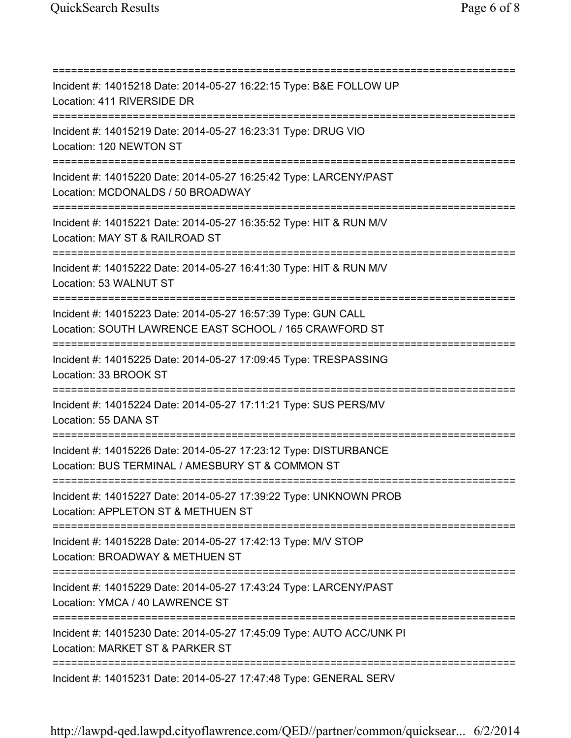===========================================================================
Incident #: 14015218 Date: 2014-05-27 16:22:15 Type: B&E FOLLOW UP
Location: 411 RIVERSIDE DR
===========================================================================
Incident #: 14015219 Date: 2014-05-27 16:23:31 Type: DRUG VIO
Location: 120 NEWTON ST
===========================================================================
Incident #: 14015220 Date: 2014-05-27 16:25:42 Type: LARCENY/PAST
Location: MCDONALDS / 50 BROADWAY
===========================================================================
Incident #: 14015221 Date: 2014-05-27 16:35:52 Type: HIT & RUN M/V
Location: MAY ST & RAILROAD ST
===========================================================================
Incident #: 14015222 Date: 2014-05-27 16:41:30 Type: HIT & RUN M/V
Location: 53 WALNUT ST
===========================================================================
Incident #: 14015223 Date: 2014-05-27 16:57:39 Type: GUN CALL
Location: SOUTH LAWRENCE EAST SCHOOL / 165 CRAWFORD ST
===========================================================================
Incident #: 14015225 Date: 2014-05-27 17:09:45 Type: TRESPASSING
Location: 33 BROOK ST
===========================================================================
Incident #: 14015224 Date: 2014-05-27 17:11:21 Type: SUS PERS/MV
Location: 55 DANA ST
===========================================================================
Incident #: 14015226 Date: 2014-05-27 17:23:12 Type: DISTURBANCE
Location: BUS TERMINAL / AMESBURY ST & COMMON ST
===========================================================================
Incident #: 14015227 Date: 2014-05-27 17:39:22 Type: UNKNOWN PROB
Location: APPLETON ST & METHUEN ST
===========================================================================
Incident #: 14015228 Date: 2014-05-27 17:42:13 Type: M/V STOP
Location: BROADWAY & METHUEN ST
===========================================================================
Incident #: 14015229 Date: 2014-05-27 17:43:24 Type: LARCENY/PAST
Location: YMCA / 40 LAWRENCE ST
===========================================================================
Incident #: 14015230 Date: 2014-05-27 17:45:09 Type: AUTO ACC/UNK PI
Location: MARKET ST & PARKER ST
===========================================================================
Incident #: 14015231 Date: 2014-05-27 17:47:48 Type: GENERAL SERV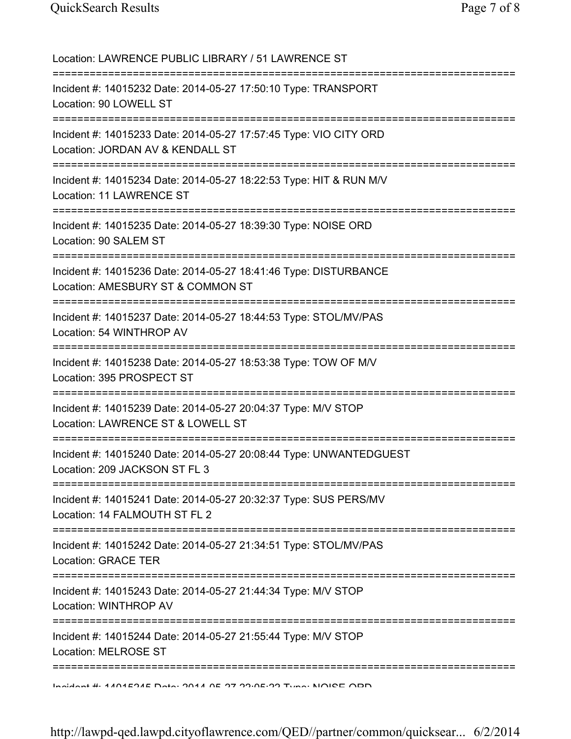Location: LAWRENCE PUBLIC LIBRARY / 51 LAWRENCE ST

===========================================================================

Incident #: 14015232 Date: 2014-05-27 17:50:10 Type: TRANSPORT
Location: 90 LOWELL ST

===========================================================================

Incident #: 14015233 Date: 2014-05-27 17:57:45 Type: VIO CITY ORD
Location: JORDAN AV & KENDALL ST

===========================================================================

Incident #: 14015234 Date: 2014-05-27 18:22:53 Type: HIT & RUN M/V
Location: 11 LAWRENCE ST

===========================================================================

Incident #: 14015235 Date: 2014-05-27 18:39:30 Type: NOISE ORD
Location: 90 SALEM ST

===========================================================================

Incident #: 14015236 Date: 2014-05-27 18:41:46 Type: DISTURBANCE
Location: AMESBURY ST & COMMON ST

===========================================================================

Incident #: 14015237 Date: 2014-05-27 18:44:53 Type: STOL/MV/PAS
Location: 54 WINTHROP AV

===========================================================================

Incident #: 14015238 Date: 2014-05-27 18:53:38 Type: TOW OF M/V
Location: 395 PROSPECT ST

===========================================================================

Incident #: 14015239 Date: 2014-05-27 20:04:37 Type: M/V STOP
Location: LAWRENCE ST & LOWELL ST

===========================================================================

Incident #: 14015240 Date: 2014-05-27 20:08:44 Type: UNWANTEDGUEST
Location: 209 JACKSON ST FL 3

===========================================================================

Incident #: 14015241 Date: 2014-05-27 20:32:37 Type: SUS PERS/MV
Location: 14 FALMOUTH ST FL 2

===========================================================================

Incident #: 14015242 Date: 2014-05-27 21:34:51 Type: STOL/MV/PAS
Location: GRACE TER

===========================================================================

Incident #: 14015243 Date: 2014-05-27 21:44:34 Type: M/V STOP
Location: WINTHROP AV

===========================================================================

Incident #: 14015244 Date: 2014-05-27 21:55:44 Type: M/V STOP
Location: MELROSE ST

===========================================================================

Incident #: 14015245 Date: 2014-05-27 22:05:22 Type: NOISE ORD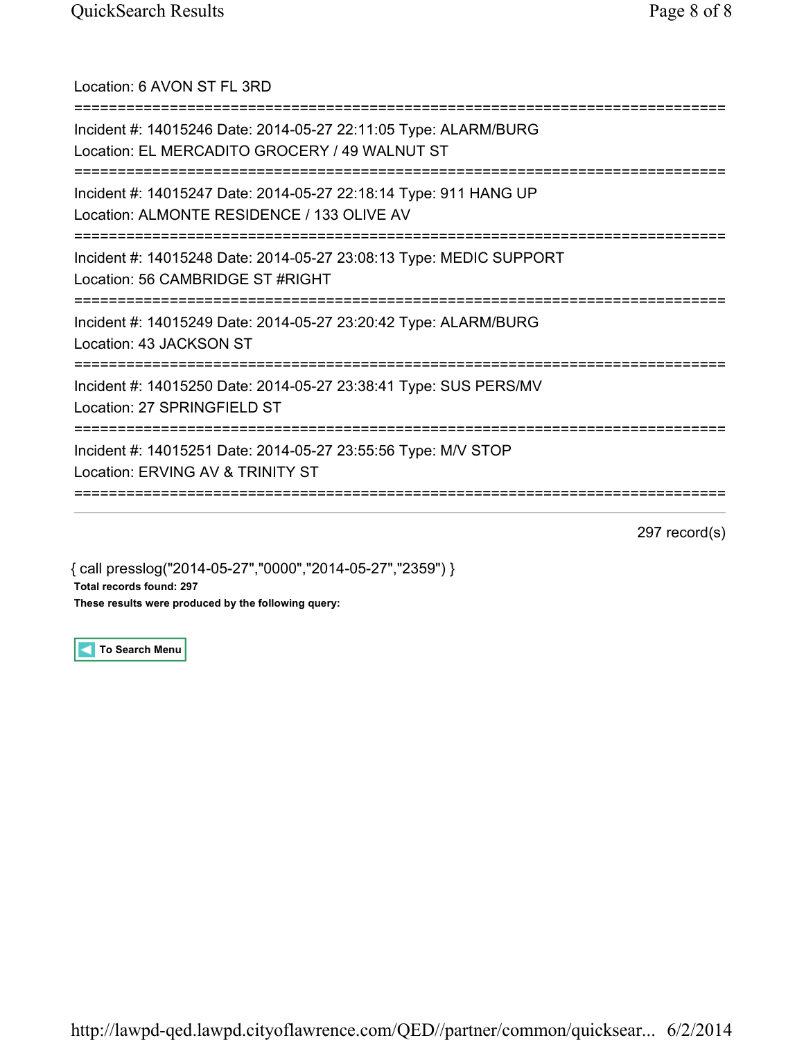Location: 6 AVON ST FL 3RD

===========================================================================

Incident #: 14015246 Date: 2014-05-27 22:11:05 Type: ALARM/BURG

Location: EL MERCADITO GROCERY / 49 WALNUT ST

===========================================================================

Incident #: 14015247 Date: 2014-05-27 22:18:14 Type: 911 HANG UP

Location: ALMONTE RESIDENCE / 133 OLIVE AV

===========================================================================

Incident #: 14015248 Date: 2014-05-27 23:08:13 Type: MEDIC SUPPORT

Location: 56 CAMBRIDGE ST #RIGHT

===========================================================================

Incident #: 14015249 Date: 2014-05-27 23:20:42 Type: ALARM/BURG

Location: 43 JACKSON ST

===========================================================================

Incident #: 14015250 Date: 2014-05-27 23:38:41 Type: SUS PERS/MV

Location: 27 SPRINGFIELD ST

===========================================================================

Incident #: 14015251 Date: 2014-05-27 23:55:56 Type: M/V STOP

Location: ERVING AV & TRINITY ST

===========================================================================

297 record(s)

{ call presslog("2014-05-27","0000","2014-05-27","2359") }

**Total records found: 297**

**These results were produced by the following query:**

To Search Menu